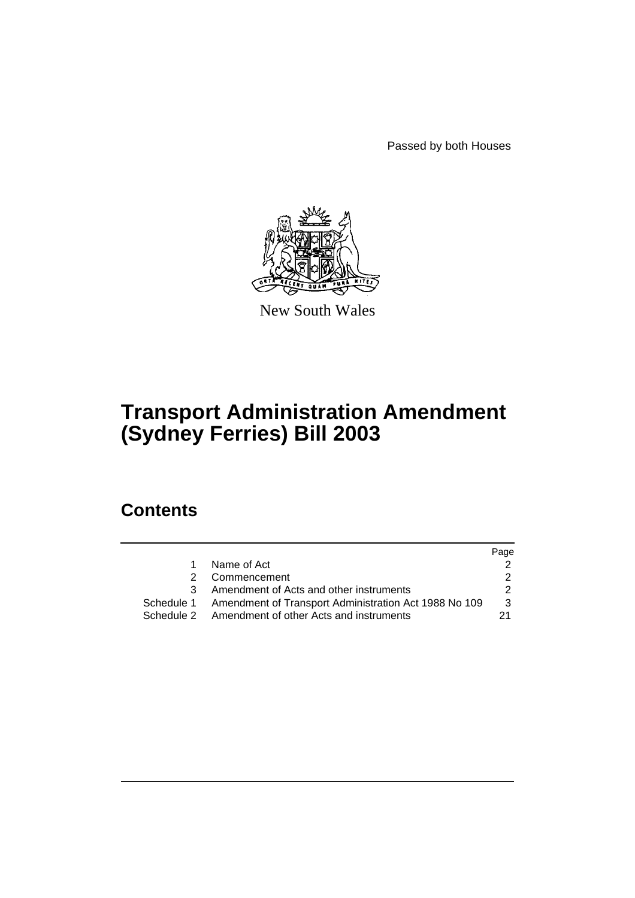Passed by both Houses

New South Wales

# Transport Administration Amendment (Sydney Ferries) Bill 2003

## Contents

| | | Page |
|---|---|---|
| 1 | Name of Act | 2 |
| 2 | Commencement | 2 |
| 3 | Amendment of Acts and other instruments | 2 |
| Schedule 1 | Amendment of Transport Administration Act 1988 No 109 | 3 |
| Schedule 2 | Amendment of other Acts and instruments | 21 |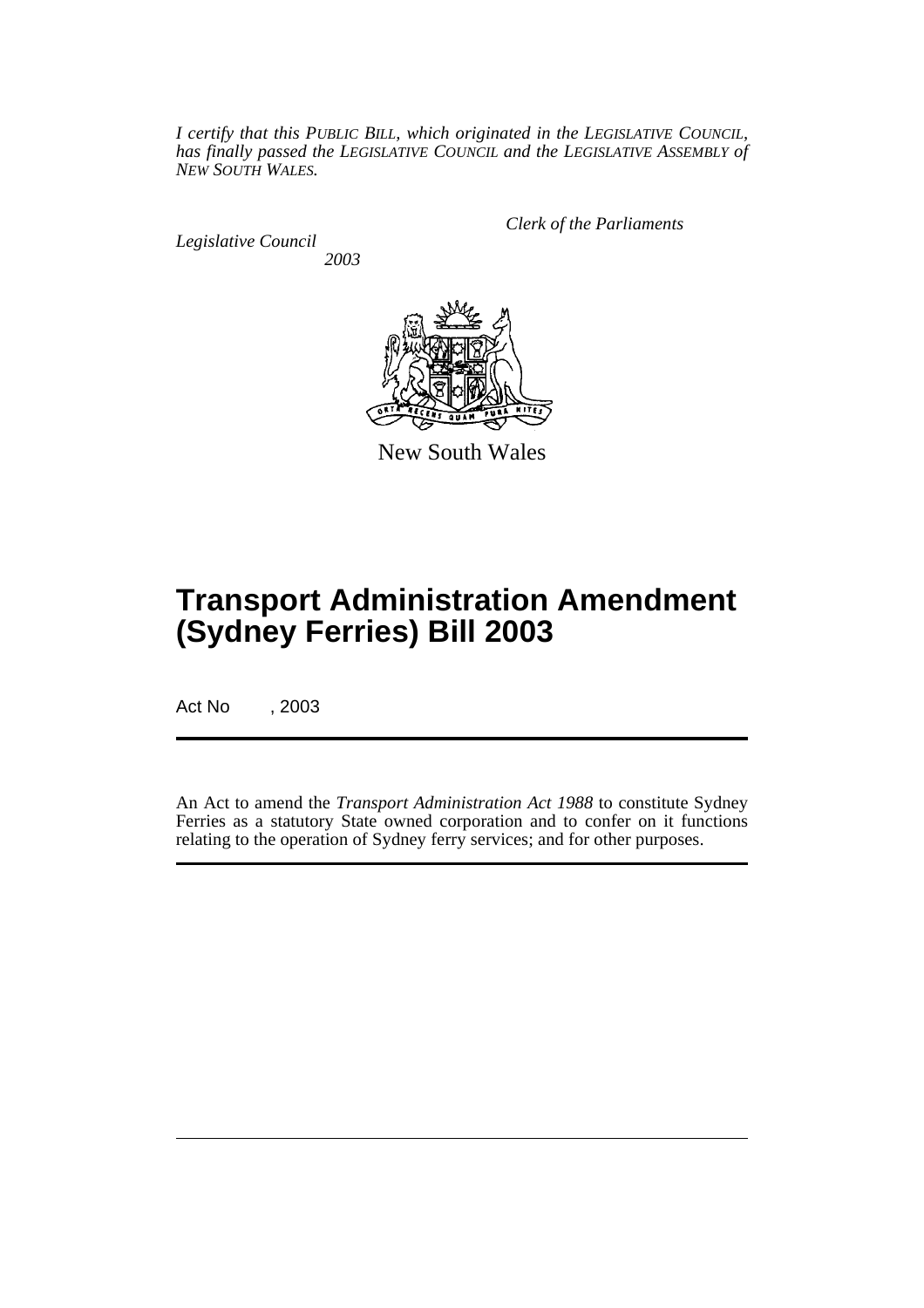*I certify that this PUBLIC BILL, which originated in the LEGISLATIVE COUNCIL, has finally passed the LEGISLATIVE COUNCIL and the LEGISLATIVE ASSEMBLY of NEW SOUTH WALES.*

*Clerk of the Parliaments*

*Legislative Council*
*2003*

New South Wales

# Transport Administration Amendment (Sydney Ferries) Bill 2003

Act No , 2003

An Act to amend the *Transport Administration Act 1988* to constitute Sydney Ferries as a statutory State owned corporation and to confer on it functions relating to the operation of Sydney ferry services; and for other purposes.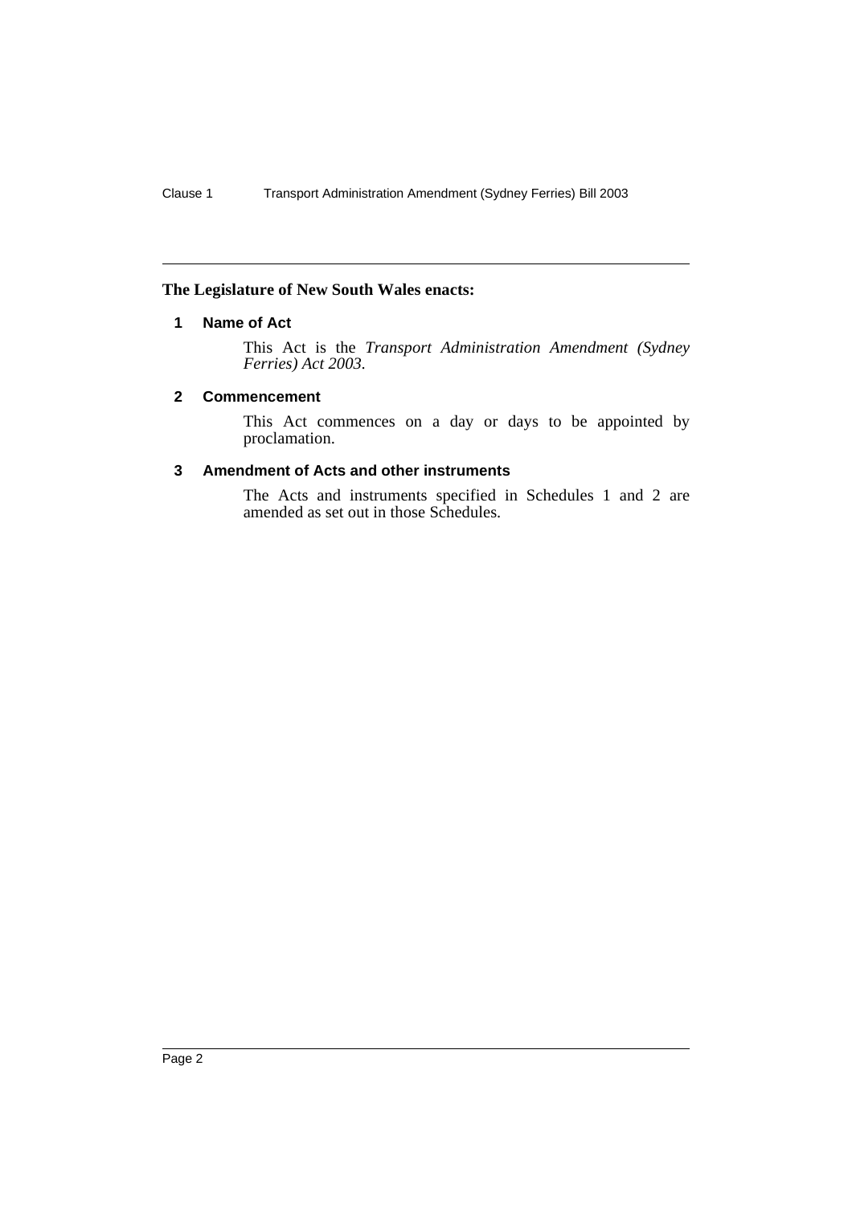**The Legislature of New South Wales enacts:**

### 1 Name of Act

This Act is the *Transport Administration Amendment (Sydney Ferries) Act 2003*.

### 2 Commencement

This Act commences on a day or days to be appointed by proclamation.

### 3 Amendment of Acts and other instruments

The Acts and instruments specified in Schedules 1 and 2 are amended as set out in those Schedules.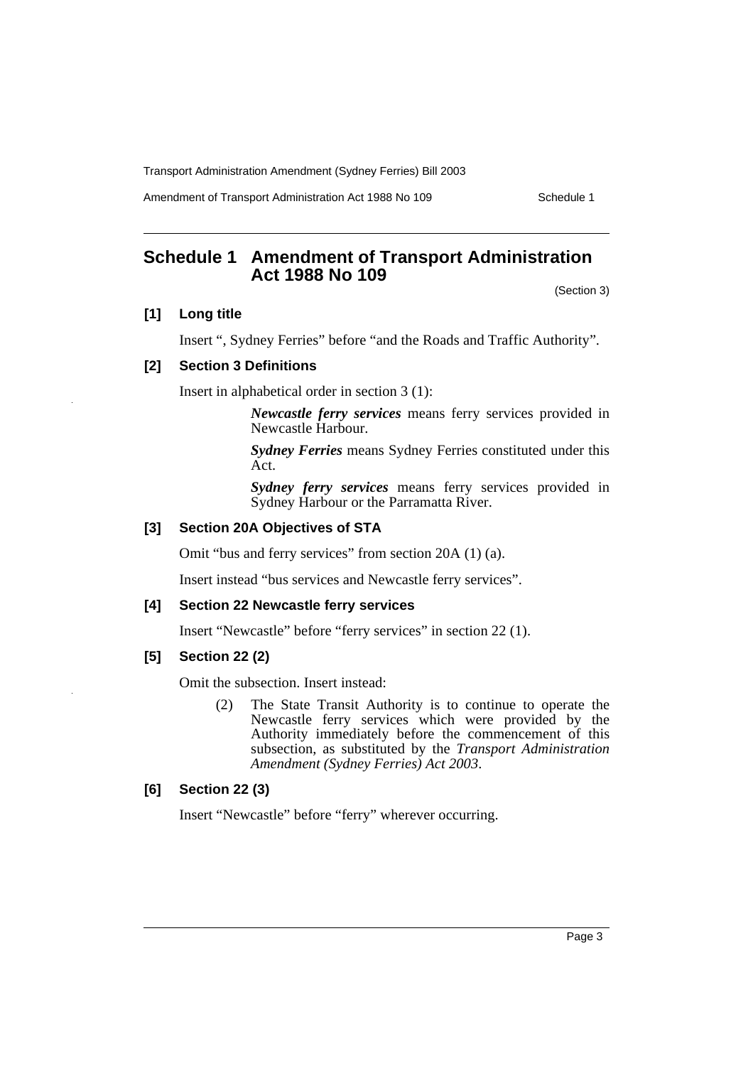## Schedule 1 Amendment of Transport Administration Act 1988 No 109

(Section 3)

### [1] Long title

Insert ", Sydney Ferries" before "and the Roads and Traffic Authority".

### [2] Section 3 Definitions

Insert in alphabetical order in section 3 (1):

> ***Newcastle ferry services*** means ferry services provided in Newcastle Harbour.
>
> ***Sydney Ferries*** means Sydney Ferries constituted under this Act.
>
> ***Sydney ferry services*** means ferry services provided in Sydney Harbour or the Parramatta River.

### [3] Section 20A Objectives of STA

Omit "bus and ferry services" from section 20A (1) (a).

Insert instead "bus services and Newcastle ferry services".

### [4] Section 22 Newcastle ferry services

Insert "Newcastle" before "ferry services" in section 22 (1).

### [5] Section 22 (2)

Omit the subsection. Insert instead:

> (2) The State Transit Authority is to continue to operate the Newcastle ferry services which were provided by the Authority immediately before the commencement of this subsection, as substituted by the *Transport Administration Amendment (Sydney Ferries) Act 2003*.

### [6] Section 22 (3)

Insert "Newcastle" before "ferry" wherever occurring.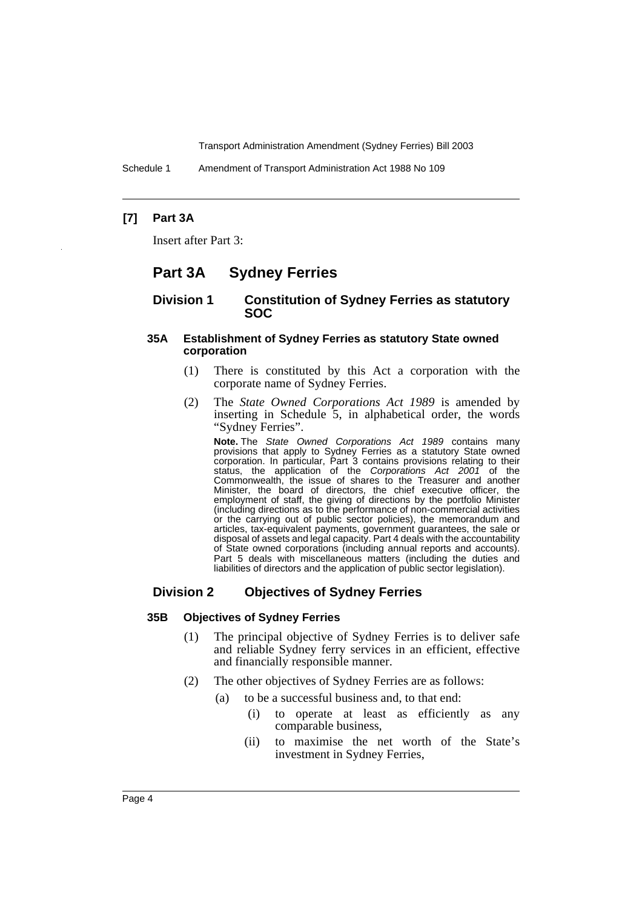**[7] Part 3A**

Insert after Part 3:

# Part 3A Sydney Ferries

## Division 1 Constitution of Sydney Ferries as statutory SOC

### 35A Establishment of Sydney Ferries as statutory State owned corporation

(1) There is constituted by this Act a corporation with the corporate name of Sydney Ferries.

(2) The *State Owned Corporations Act 1989* is amended by inserting in Schedule 5, in alphabetical order, the words "Sydney Ferries".

**Note.** The *State Owned Corporations Act 1989* contains many provisions that apply to Sydney Ferries as a statutory State owned corporation. In particular, Part 3 contains provisions relating to their status, the application of the *Corporations Act 2001* of the Commonwealth, the issue of shares to the Treasurer and another Minister, the board of directors, the chief executive officer, the employment of staff, the giving of directions by the portfolio Minister (including directions as to the performance of non-commercial activities or the carrying out of public sector policies), the memorandum and articles, tax-equivalent payments, government guarantees, the sale or disposal of assets and legal capacity. Part 4 deals with the accountability of State owned corporations (including annual reports and accounts). Part 5 deals with miscellaneous matters (including the duties and liabilities of directors and the application of public sector legislation).

## Division 2 Objectives of Sydney Ferries

### 35B Objectives of Sydney Ferries

(1) The principal objective of Sydney Ferries is to deliver safe and reliable Sydney ferry services in an efficient, effective and financially responsible manner.

(2) The other objectives of Sydney Ferries are as follows:

(a) to be a successful business and, to that end:

(i) to operate at least as efficiently as any comparable business,

(ii) to maximise the net worth of the State's investment in Sydney Ferries,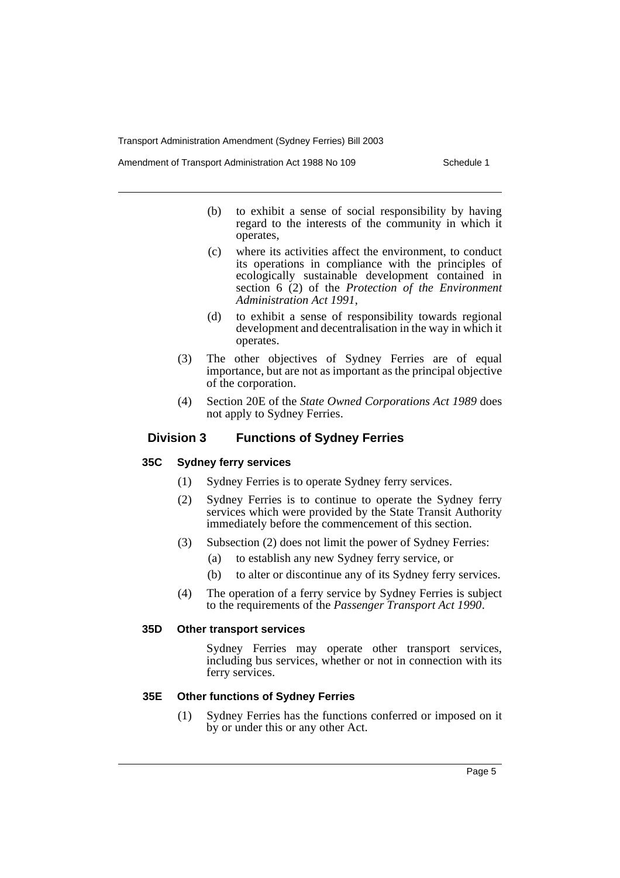(b) to exhibit a sense of social responsibility by having regard to the interests of the community in which it operates,

(c) where its activities affect the environment, to conduct its operations in compliance with the principles of ecologically sustainable development contained in section 6 (2) of the *Protection of the Environment Administration Act 1991*,

(d) to exhibit a sense of responsibility towards regional development and decentralisation in the way in which it operates.

(3) The other objectives of Sydney Ferries are of equal importance, but are not as important as the principal objective of the corporation.

(4) Section 20E of the *State Owned Corporations Act 1989* does not apply to Sydney Ferries.

## Division 3 Functions of Sydney Ferries

### 35C Sydney ferry services

(1) Sydney Ferries is to operate Sydney ferry services.

(2) Sydney Ferries is to continue to operate the Sydney ferry services which were provided by the State Transit Authority immediately before the commencement of this section.

(3) Subsection (2) does not limit the power of Sydney Ferries:

(a) to establish any new Sydney ferry service, or

(b) to alter or discontinue any of its Sydney ferry services.

(4) The operation of a ferry service by Sydney Ferries is subject to the requirements of the *Passenger Transport Act 1990*.

### 35D Other transport services

Sydney Ferries may operate other transport services, including bus services, whether or not in connection with its ferry services.

### 35E Other functions of Sydney Ferries

(1) Sydney Ferries has the functions conferred or imposed on it by or under this or any other Act.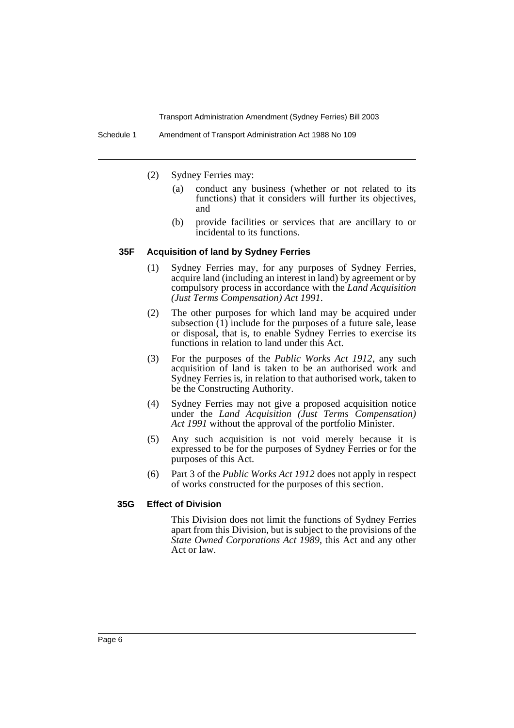(2) Sydney Ferries may:

(a) conduct any business (whether or not related to its functions) that it considers will further its objectives, and

(b) provide facilities or services that are ancillary to or incidental to its functions.

### 35F Acquisition of land by Sydney Ferries

(1) Sydney Ferries may, for any purposes of Sydney Ferries, acquire land (including an interest in land) by agreement or by compulsory process in accordance with the *Land Acquisition (Just Terms Compensation) Act 1991*.

(2) The other purposes for which land may be acquired under subsection (1) include for the purposes of a future sale, lease or disposal, that is, to enable Sydney Ferries to exercise its functions in relation to land under this Act.

(3) For the purposes of the *Public Works Act 1912*, any such acquisition of land is taken to be an authorised work and Sydney Ferries is, in relation to that authorised work, taken to be the Constructing Authority.

(4) Sydney Ferries may not give a proposed acquisition notice under the *Land Acquisition (Just Terms Compensation) Act 1991* without the approval of the portfolio Minister.

(5) Any such acquisition is not void merely because it is expressed to be for the purposes of Sydney Ferries or for the purposes of this Act.

(6) Part 3 of the *Public Works Act 1912* does not apply in respect of works constructed for the purposes of this section.

### 35G Effect of Division

This Division does not limit the functions of Sydney Ferries apart from this Division, but is subject to the provisions of the *State Owned Corporations Act 1989*, this Act and any other Act or law.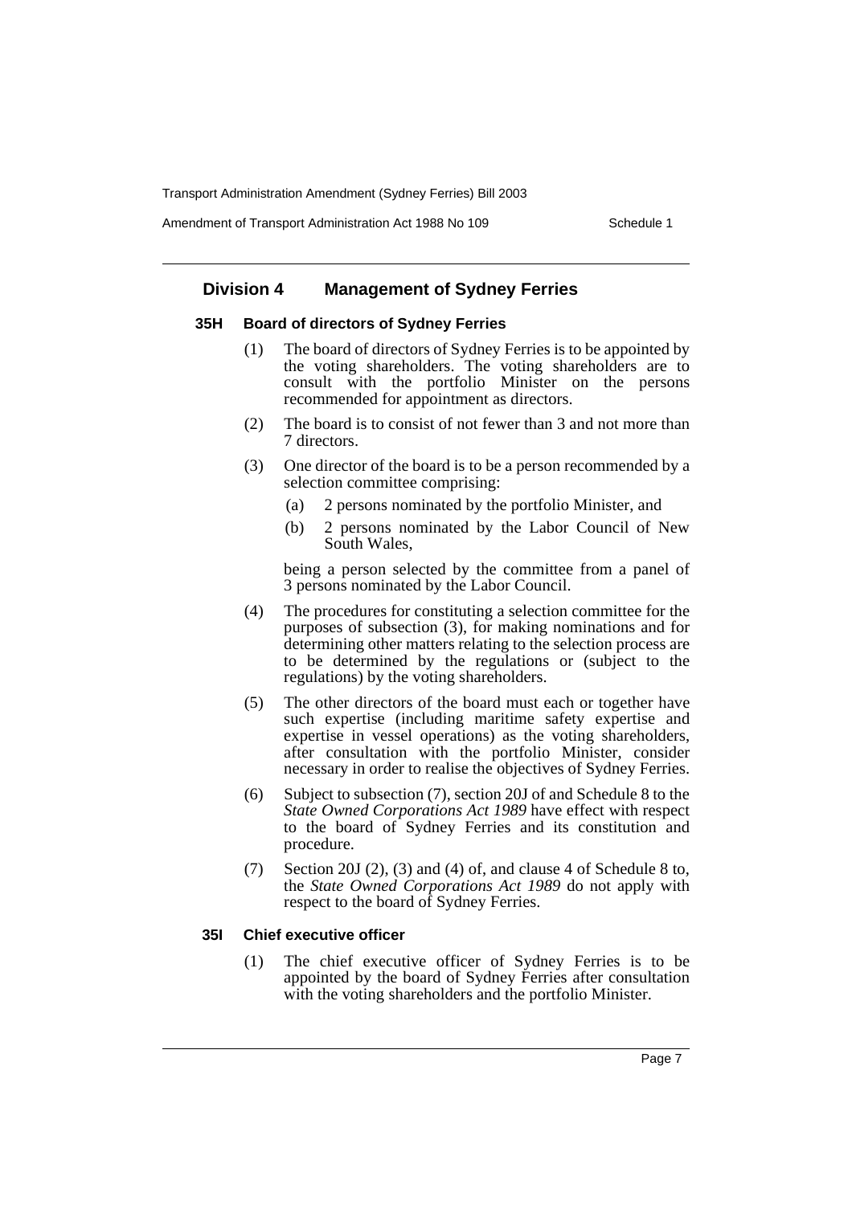## Division 4 Management of Sydney Ferries

### 35H Board of directors of Sydney Ferries

(1) The board of directors of Sydney Ferries is to be appointed by the voting shareholders. The voting shareholders are to consult with the portfolio Minister on the persons recommended for appointment as directors.

(2) The board is to consist of not fewer than 3 and not more than 7 directors.

(3) One director of the board is to be a person recommended by a selection committee comprising:

(a) 2 persons nominated by the portfolio Minister, and

(b) 2 persons nominated by the Labor Council of New South Wales,

being a person selected by the committee from a panel of 3 persons nominated by the Labor Council.

(4) The procedures for constituting a selection committee for the purposes of subsection (3), for making nominations and for determining other matters relating to the selection process are to be determined by the regulations or (subject to the regulations) by the voting shareholders.

(5) The other directors of the board must each or together have such expertise (including maritime safety expertise and expertise in vessel operations) as the voting shareholders, after consultation with the portfolio Minister, consider necessary in order to realise the objectives of Sydney Ferries.

(6) Subject to subsection (7), section 20J of and Schedule 8 to the *State Owned Corporations Act 1989* have effect with respect to the board of Sydney Ferries and its constitution and procedure.

(7) Section 20J (2), (3) and (4) of, and clause 4 of Schedule 8 to, the *State Owned Corporations Act 1989* do not apply with respect to the board of Sydney Ferries.

### 35I Chief executive officer

(1) The chief executive officer of Sydney Ferries is to be appointed by the board of Sydney Ferries after consultation with the voting shareholders and the portfolio Minister.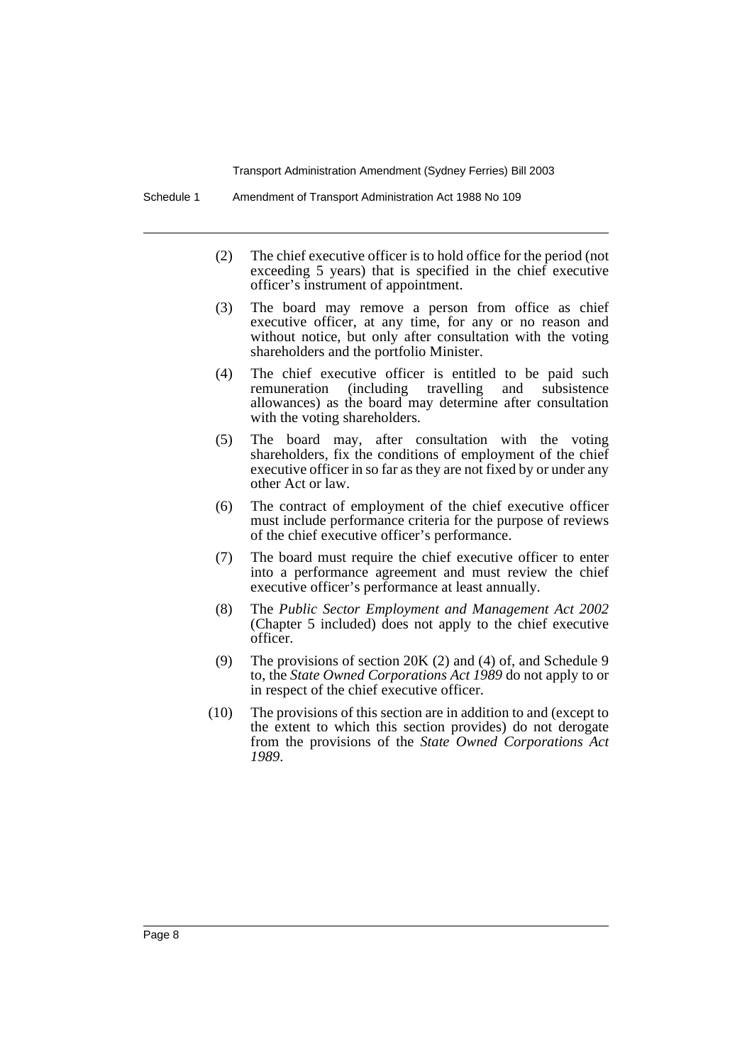(2) The chief executive officer is to hold office for the period (not exceeding 5 years) that is specified in the chief executive officer's instrument of appointment.

(3) The board may remove a person from office as chief executive officer, at any time, for any or no reason and without notice, but only after consultation with the voting shareholders and the portfolio Minister.

(4) The chief executive officer is entitled to be paid such remuneration (including travelling and subsistence allowances) as the board may determine after consultation with the voting shareholders.

(5) The board may, after consultation with the voting shareholders, fix the conditions of employment of the chief executive officer in so far as they are not fixed by or under any other Act or law.

(6) The contract of employment of the chief executive officer must include performance criteria for the purpose of reviews of the chief executive officer's performance.

(7) The board must require the chief executive officer to enter into a performance agreement and must review the chief executive officer's performance at least annually.

(8) The *Public Sector Employment and Management Act 2002* (Chapter 5 included) does not apply to the chief executive officer.

(9) The provisions of section 20K (2) and (4) of, and Schedule 9 to, the *State Owned Corporations Act 1989* do not apply to or in respect of the chief executive officer.

(10) The provisions of this section are in addition to and (except to the extent to which this section provides) do not derogate from the provisions of the *State Owned Corporations Act 1989*.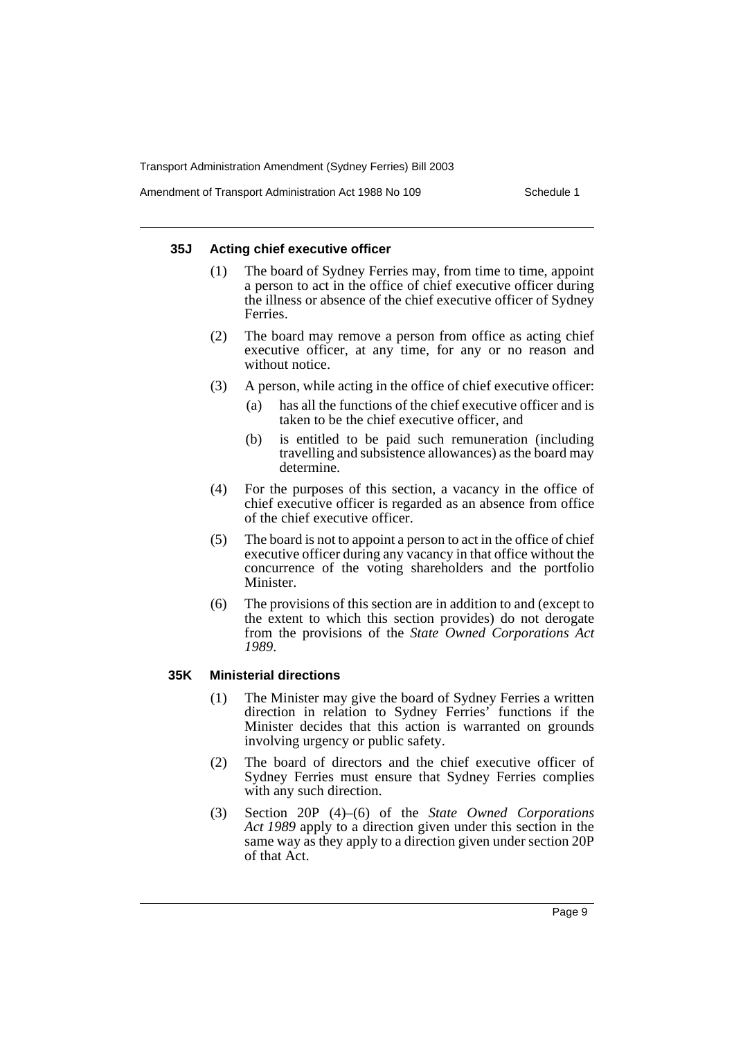### 35J Acting chief executive officer

(1) The board of Sydney Ferries may, from time to time, appoint a person to act in the office of chief executive officer during the illness or absence of the chief executive officer of Sydney Ferries.

(2) The board may remove a person from office as acting chief executive officer, at any time, for any or no reason and without notice.

(3) A person, while acting in the office of chief executive officer:

(a) has all the functions of the chief executive officer and is taken to be the chief executive officer, and

(b) is entitled to be paid such remuneration (including travelling and subsistence allowances) as the board may determine.

(4) For the purposes of this section, a vacancy in the office of chief executive officer is regarded as an absence from office of the chief executive officer.

(5) The board is not to appoint a person to act in the office of chief executive officer during any vacancy in that office without the concurrence of the voting shareholders and the portfolio Minister.

(6) The provisions of this section are in addition to and (except to the extent to which this section provides) do not derogate from the provisions of the *State Owned Corporations Act 1989*.

### 35K Ministerial directions

(1) The Minister may give the board of Sydney Ferries a written direction in relation to Sydney Ferries' functions if the Minister decides that this action is warranted on grounds involving urgency or public safety.

(2) The board of directors and the chief executive officer of Sydney Ferries must ensure that Sydney Ferries complies with any such direction.

(3) Section 20P (4)–(6) of the *State Owned Corporations Act 1989* apply to a direction given under this section in the same way as they apply to a direction given under section 20P of that Act.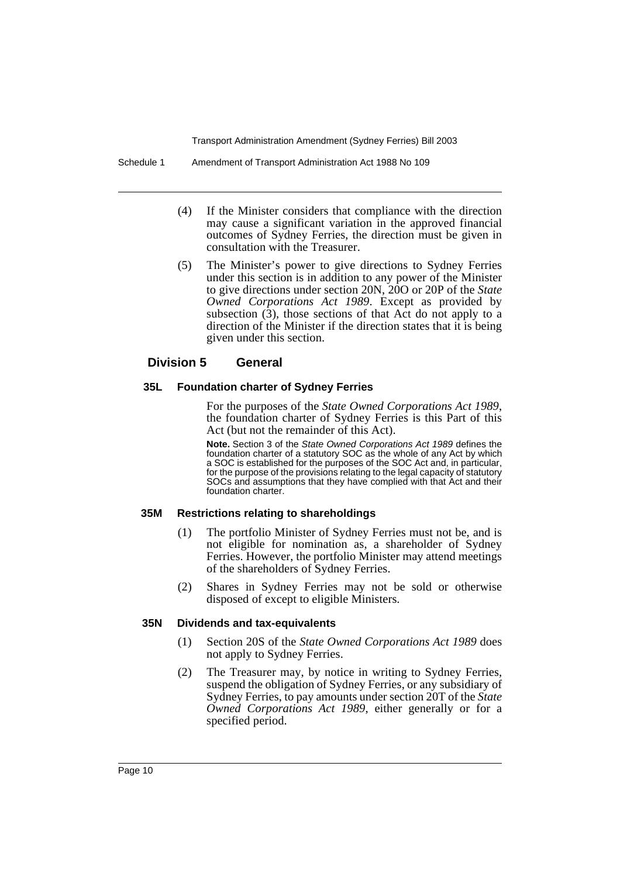(4) If the Minister considers that compliance with the direction may cause a significant variation in the approved financial outcomes of Sydney Ferries, the direction must be given in consultation with the Treasurer.

(5) The Minister's power to give directions to Sydney Ferries under this section is in addition to any power of the Minister to give directions under section 20N, 20O or 20P of the *State Owned Corporations Act 1989*. Except as provided by subsection (3), those sections of that Act do not apply to a direction of the Minister if the direction states that it is being given under this section.

## Division 5 General

### 35L Foundation charter of Sydney Ferries

For the purposes of the *State Owned Corporations Act 1989*, the foundation charter of Sydney Ferries is this Part of this Act (but not the remainder of this Act).

**Note.** Section 3 of the *State Owned Corporations Act 1989* defines the foundation charter of a statutory SOC as the whole of any Act by which a SOC is established for the purposes of the SOC Act and, in particular, for the purpose of the provisions relating to the legal capacity of statutory SOCs and assumptions that they have complied with that Act and their foundation charter.

### 35M Restrictions relating to shareholdings

(1) The portfolio Minister of Sydney Ferries must not be, and is not eligible for nomination as, a shareholder of Sydney Ferries. However, the portfolio Minister may attend meetings of the shareholders of Sydney Ferries.

(2) Shares in Sydney Ferries may not be sold or otherwise disposed of except to eligible Ministers.

### 35N Dividends and tax-equivalents

(1) Section 20S of the *State Owned Corporations Act 1989* does not apply to Sydney Ferries.

(2) The Treasurer may, by notice in writing to Sydney Ferries, suspend the obligation of Sydney Ferries, or any subsidiary of Sydney Ferries, to pay amounts under section 20T of the *State Owned Corporations Act 1989*, either generally or for a specified period.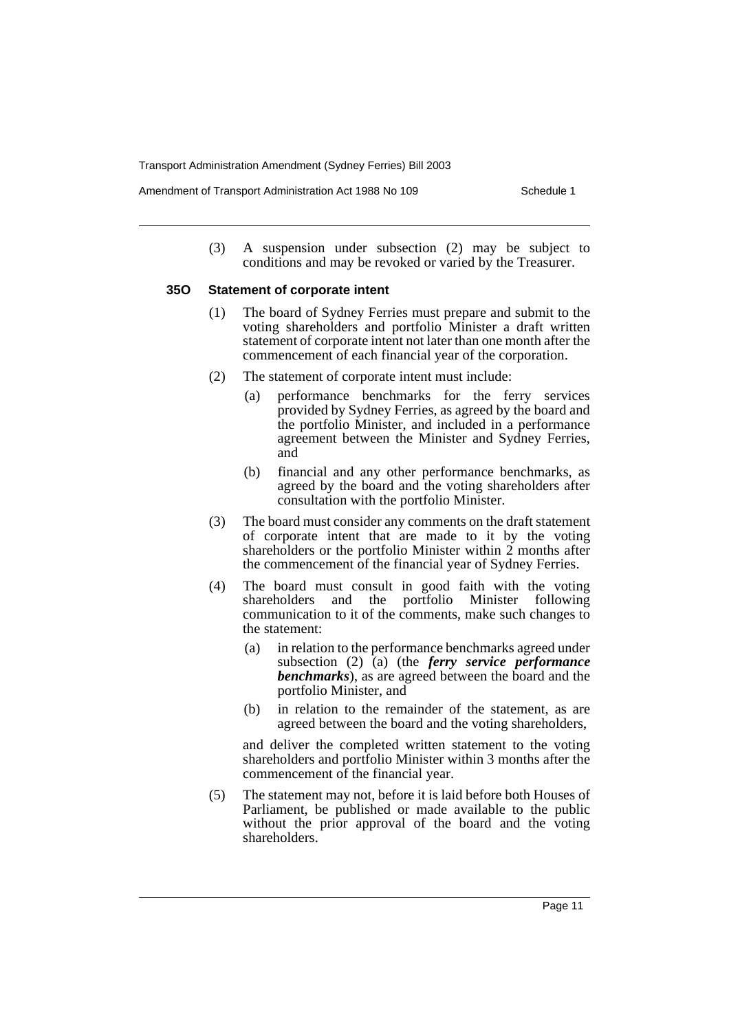(3) A suspension under subsection (2) may be subject to conditions and may be revoked or varied by the Treasurer.

**35O Statement of corporate intent**

(1) The board of Sydney Ferries must prepare and submit to the voting shareholders and portfolio Minister a draft written statement of corporate intent not later than one month after the commencement of each financial year of the corporation.

(2) The statement of corporate intent must include:

(a) performance benchmarks for the ferry services provided by Sydney Ferries, as agreed by the board and the portfolio Minister, and included in a performance agreement between the Minister and Sydney Ferries, and

(b) financial and any other performance benchmarks, as agreed by the board and the voting shareholders after consultation with the portfolio Minister.

(3) The board must consider any comments on the draft statement of corporate intent that are made to it by the voting shareholders or the portfolio Minister within 2 months after the commencement of the financial year of Sydney Ferries.

(4) The board must consult in good faith with the voting shareholders and the portfolio Minister following communication to it of the comments, make such changes to the statement:

(a) in relation to the performance benchmarks agreed under subsection (2) (a) (the ***ferry service performance benchmarks***), as are agreed between the board and the portfolio Minister, and

(b) in relation to the remainder of the statement, as are agreed between the board and the voting shareholders,

and deliver the completed written statement to the voting shareholders and portfolio Minister within 3 months after the commencement of the financial year.

(5) The statement may not, before it is laid before both Houses of Parliament, be published or made available to the public without the prior approval of the board and the voting shareholders.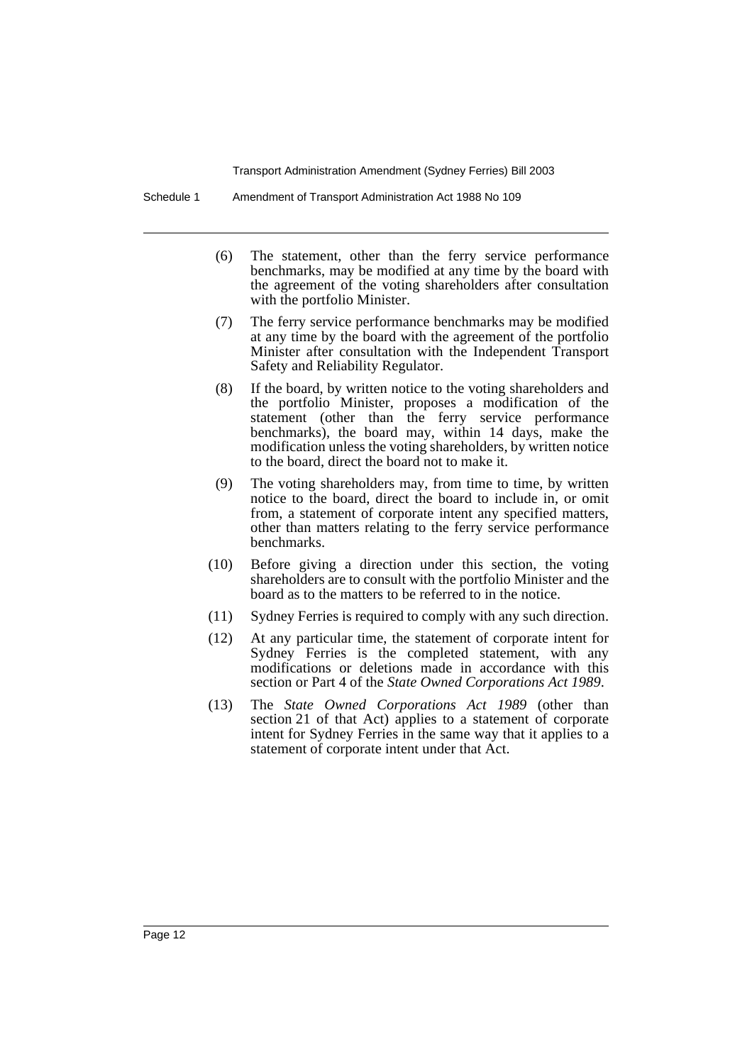(6) The statement, other than the ferry service performance benchmarks, may be modified at any time by the board with the agreement of the voting shareholders after consultation with the portfolio Minister.

(7) The ferry service performance benchmarks may be modified at any time by the board with the agreement of the portfolio Minister after consultation with the Independent Transport Safety and Reliability Regulator.

(8) If the board, by written notice to the voting shareholders and the portfolio Minister, proposes a modification of the statement (other than the ferry service performance benchmarks), the board may, within 14 days, make the modification unless the voting shareholders, by written notice to the board, direct the board not to make it.

(9) The voting shareholders may, from time to time, by written notice to the board, direct the board to include in, or omit from, a statement of corporate intent any specified matters, other than matters relating to the ferry service performance benchmarks.

(10) Before giving a direction under this section, the voting shareholders are to consult with the portfolio Minister and the board as to the matters to be referred to in the notice.

(11) Sydney Ferries is required to comply with any such direction.

(12) At any particular time, the statement of corporate intent for Sydney Ferries is the completed statement, with any modifications or deletions made in accordance with this section or Part 4 of the *State Owned Corporations Act 1989*.

(13) The *State Owned Corporations Act 1989* (other than section 21 of that Act) applies to a statement of corporate intent for Sydney Ferries in the same way that it applies to a statement of corporate intent under that Act.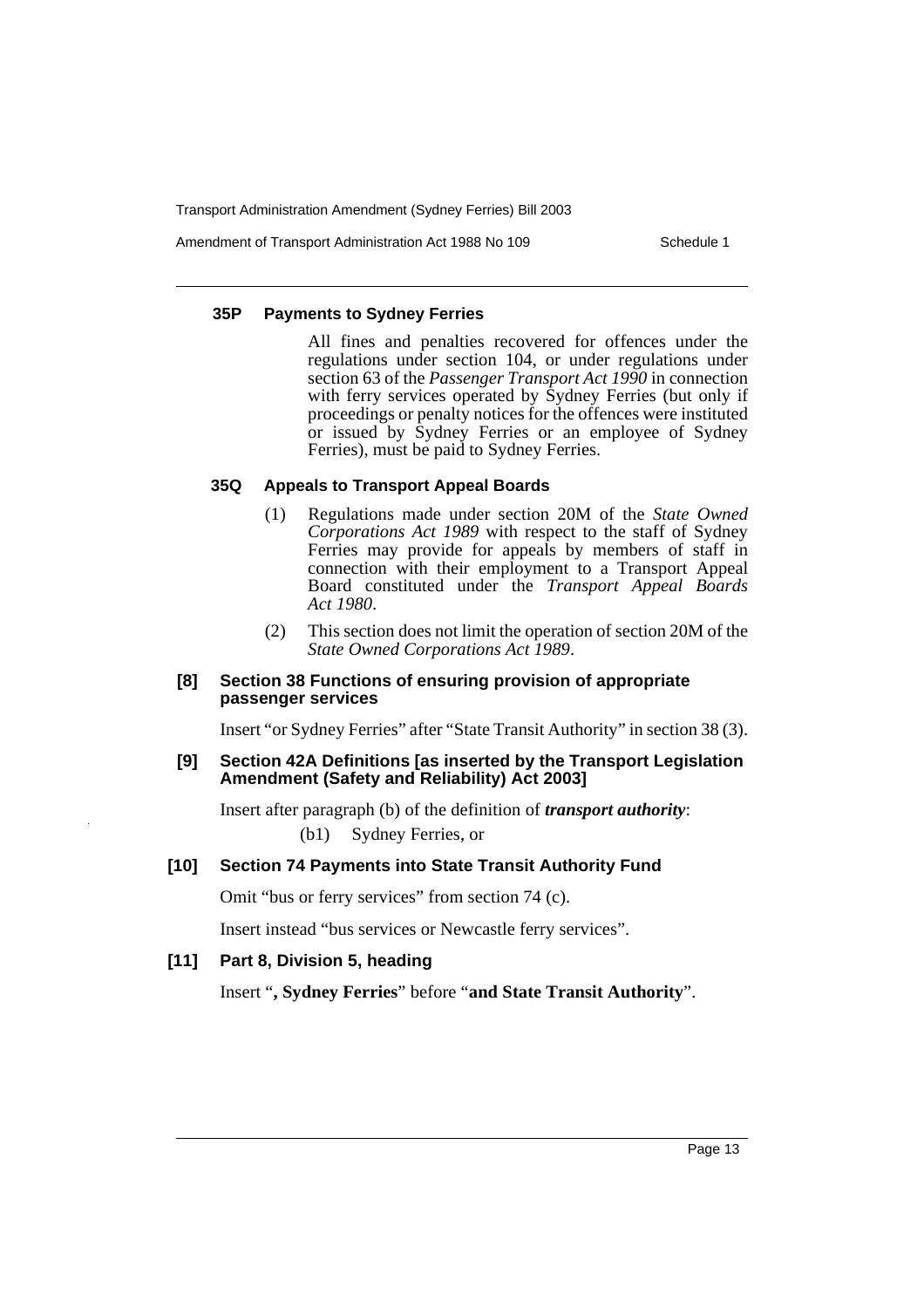#### 35P Payments to Sydney Ferries

All fines and penalties recovered for offences under the regulations under section 104, or under regulations under section 63 of the *Passenger Transport Act 1990* in connection with ferry services operated by Sydney Ferries (but only if proceedings or penalty notices for the offences were instituted or issued by Sydney Ferries or an employee of Sydney Ferries), must be paid to Sydney Ferries.

#### 35Q Appeals to Transport Appeal Boards

(1) Regulations made under section 20M of the *State Owned Corporations Act 1989* with respect to the staff of Sydney Ferries may provide for appeals by members of staff in connection with their employment to a Transport Appeal Board constituted under the *Transport Appeal Boards Act 1980*.

(2) This section does not limit the operation of section 20M of the *State Owned Corporations Act 1989*.

### [8] Section 38 Functions of ensuring provision of appropriate passenger services

Insert "or Sydney Ferries" after "State Transit Authority" in section 38 (3).

### [9] Section 42A Definitions [as inserted by the Transport Legislation Amendment (Safety and Reliability) Act 2003]

Insert after paragraph (b) of the definition of ***transport authority***:

(b1) Sydney Ferries, or

### [10] Section 74 Payments into State Transit Authority Fund

Omit "bus or ferry services" from section 74 (c).

Insert instead "bus services or Newcastle ferry services".

### [11] Part 8, Division 5, heading

Insert "**, Sydney Ferries**" before "**and State Transit Authority**".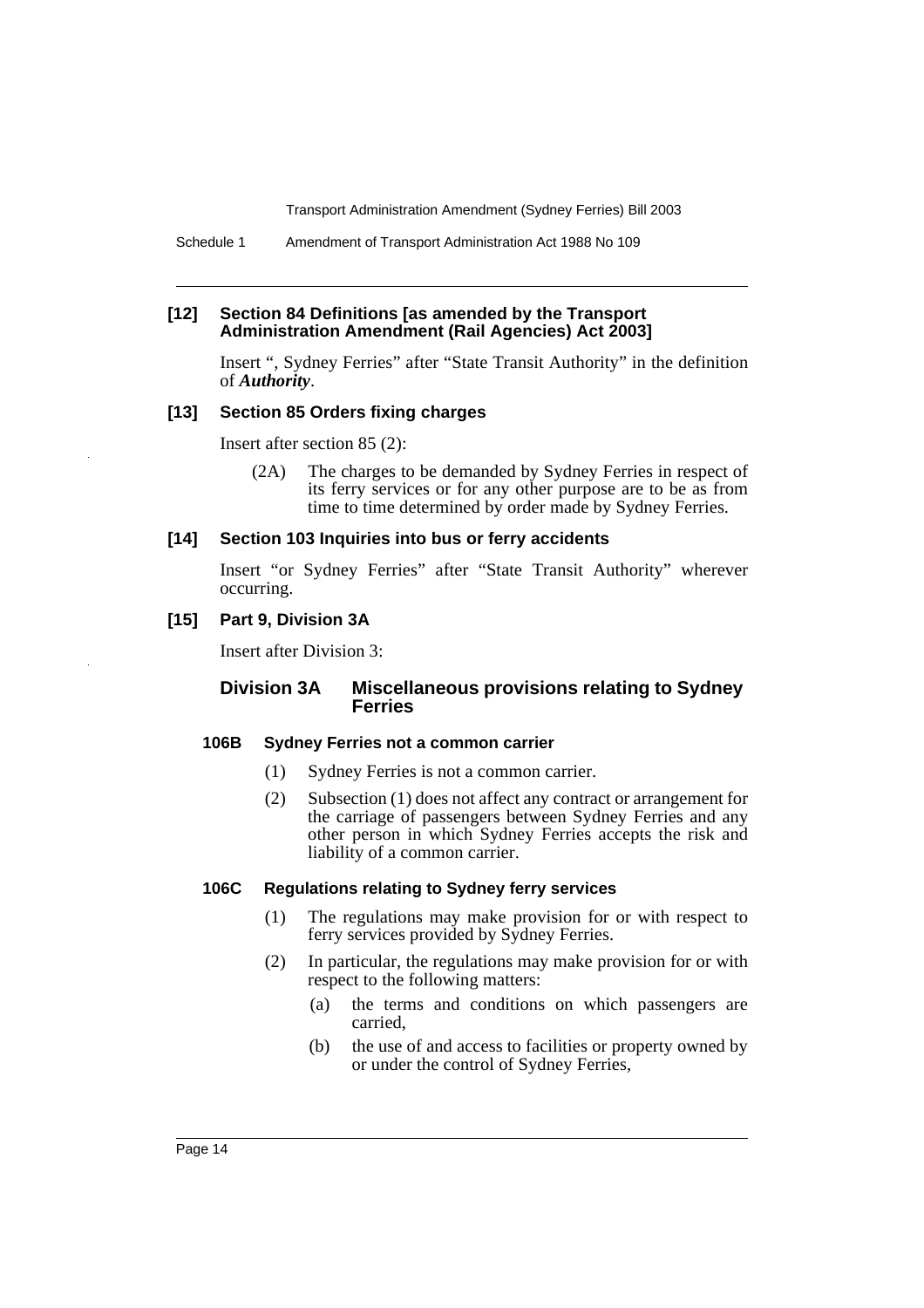### [12] Section 84 Definitions [as amended by the Transport Administration Amendment (Rail Agencies) Act 2003]

Insert ", Sydney Ferries" after "State Transit Authority" in the definition of ***Authority***.

### [13] Section 85 Orders fixing charges

Insert after section 85 (2):

(2A) The charges to be demanded by Sydney Ferries in respect of its ferry services or for any other purpose are to be as from time to time determined by order made by Sydney Ferries.

### [14] Section 103 Inquiries into bus or ferry accidents

Insert "or Sydney Ferries" after "State Transit Authority" wherever occurring.

### [15] Part 9, Division 3A

Insert after Division 3:

## Division 3A Miscellaneous provisions relating to Sydney Ferries

#### 106B Sydney Ferries not a common carrier

(1) Sydney Ferries is not a common carrier.

(2) Subsection (1) does not affect any contract or arrangement for the carriage of passengers between Sydney Ferries and any other person in which Sydney Ferries accepts the risk and liability of a common carrier.

#### 106C Regulations relating to Sydney ferry services

(1) The regulations may make provision for or with respect to ferry services provided by Sydney Ferries.

(2) In particular, the regulations may make provision for or with respect to the following matters:

- (a) the terms and conditions on which passengers are carried,
- (b) the use of and access to facilities or property owned by or under the control of Sydney Ferries,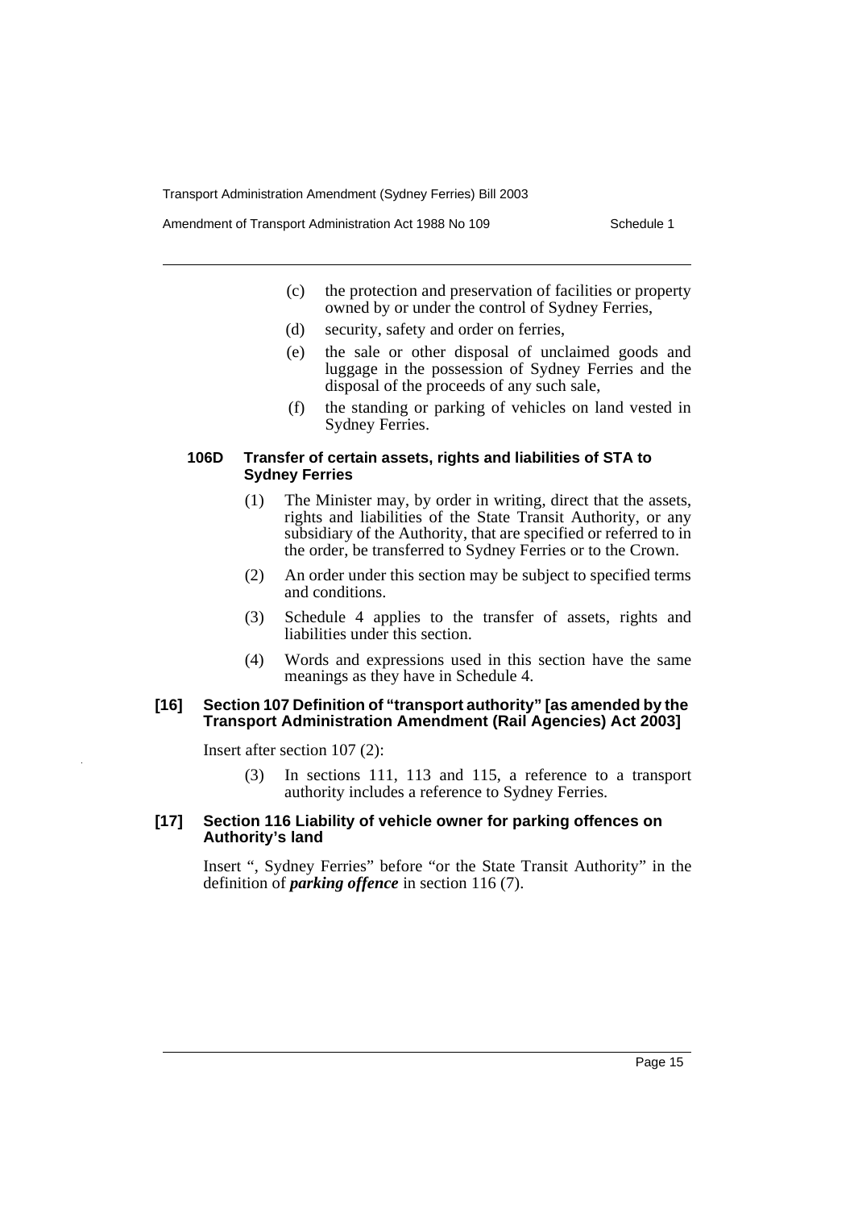(c) the protection and preservation of facilities or property owned by or under the control of Sydney Ferries,

(d) security, safety and order on ferries,

(e) the sale or other disposal of unclaimed goods and luggage in the possession of Sydney Ferries and the disposal of the proceeds of any such sale,

(f) the standing or parking of vehicles on land vested in Sydney Ferries.

#### 106D Transfer of certain assets, rights and liabilities of STA to Sydney Ferries

(1) The Minister may, by order in writing, direct that the assets, rights and liabilities of the State Transit Authority, or any subsidiary of the Authority, that are specified or referred to in the order, be transferred to Sydney Ferries or to the Crown.

(2) An order under this section may be subject to specified terms and conditions.

(3) Schedule 4 applies to the transfer of assets, rights and liabilities under this section.

(4) Words and expressions used in this section have the same meanings as they have in Schedule 4.

### [16] Section 107 Definition of "transport authority" [as amended by the Transport Administration Amendment (Rail Agencies) Act 2003]

Insert after section 107 (2):

(3) In sections 111, 113 and 115, a reference to a transport authority includes a reference to Sydney Ferries.

### [17] Section 116 Liability of vehicle owner for parking offences on Authority's land

Insert ", Sydney Ferries" before "or the State Transit Authority" in the definition of ***parking offence*** in section 116 (7).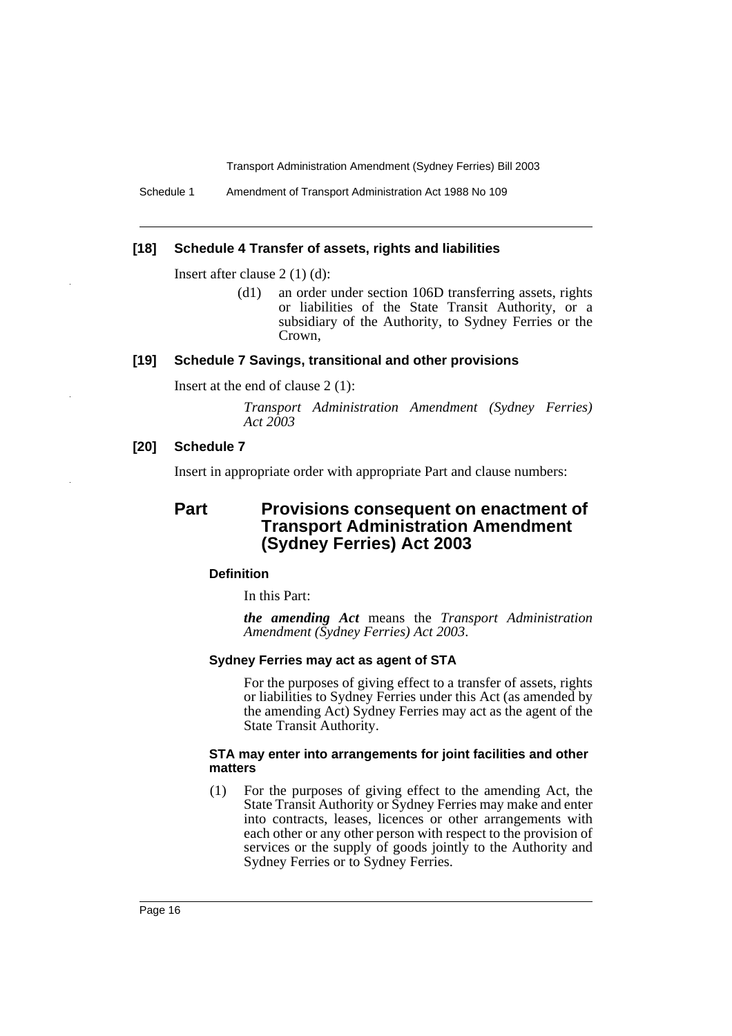### [18] Schedule 4 Transfer of assets, rights and liabilities

Insert after clause 2 (1) (d):

> (d1) an order under section 106D transferring assets, rights or liabilities of the State Transit Authority, or a subsidiary of the Authority, to Sydney Ferries or the Crown,

### [19] Schedule 7 Savings, transitional and other provisions

Insert at the end of clause 2 (1):

> *Transport Administration Amendment (Sydney Ferries) Act 2003*

### [20] Schedule 7

Insert in appropriate order with appropriate Part and clause numbers:

## Part Provisions consequent on enactment of Transport Administration Amendment (Sydney Ferries) Act 2003

#### Definition

In this Part:

***the amending Act*** means the *Transport Administration Amendment (Sydney Ferries) Act 2003*.

#### Sydney Ferries may act as agent of STA

For the purposes of giving effect to a transfer of assets, rights or liabilities to Sydney Ferries under this Act (as amended by the amending Act) Sydney Ferries may act as the agent of the State Transit Authority.

#### STA may enter into arrangements for joint facilities and other matters

(1) For the purposes of giving effect to the amending Act, the State Transit Authority or Sydney Ferries may make and enter into contracts, leases, licences or other arrangements with each other or any other person with respect to the provision of services or the supply of goods jointly to the Authority and Sydney Ferries or to Sydney Ferries.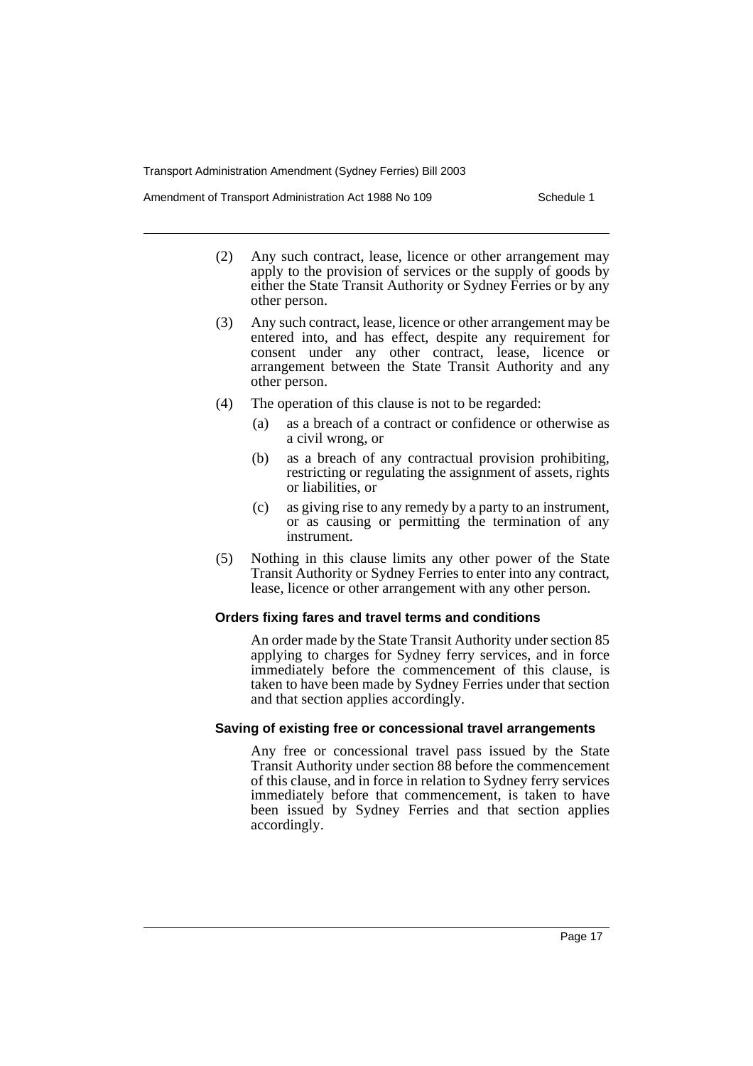(2) Any such contract, lease, licence or other arrangement may apply to the provision of services or the supply of goods by either the State Transit Authority or Sydney Ferries or by any other person.

(3) Any such contract, lease, licence or other arrangement may be entered into, and has effect, despite any requirement for consent under any other contract, lease, licence or arrangement between the State Transit Authority and any other person.

(4) The operation of this clause is not to be regarded:

   (a) as a breach of a contract or confidence or otherwise as a civil wrong, or

   (b) as a breach of any contractual provision prohibiting, restricting or regulating the assignment of assets, rights or liabilities, or

   (c) as giving rise to any remedy by a party to an instrument, or as causing or permitting the termination of any instrument.

(5) Nothing in this clause limits any other power of the State Transit Authority or Sydney Ferries to enter into any contract, lease, licence or other arrangement with any other person.

**Orders fixing fares and travel terms and conditions**

An order made by the State Transit Authority under section 85 applying to charges for Sydney ferry services, and in force immediately before the commencement of this clause, is taken to have been made by Sydney Ferries under that section and that section applies accordingly.

**Saving of existing free or concessional travel arrangements**

Any free or concessional travel pass issued by the State Transit Authority under section 88 before the commencement of this clause, and in force in relation to Sydney ferry services immediately before that commencement, is taken to have been issued by Sydney Ferries and that section applies accordingly.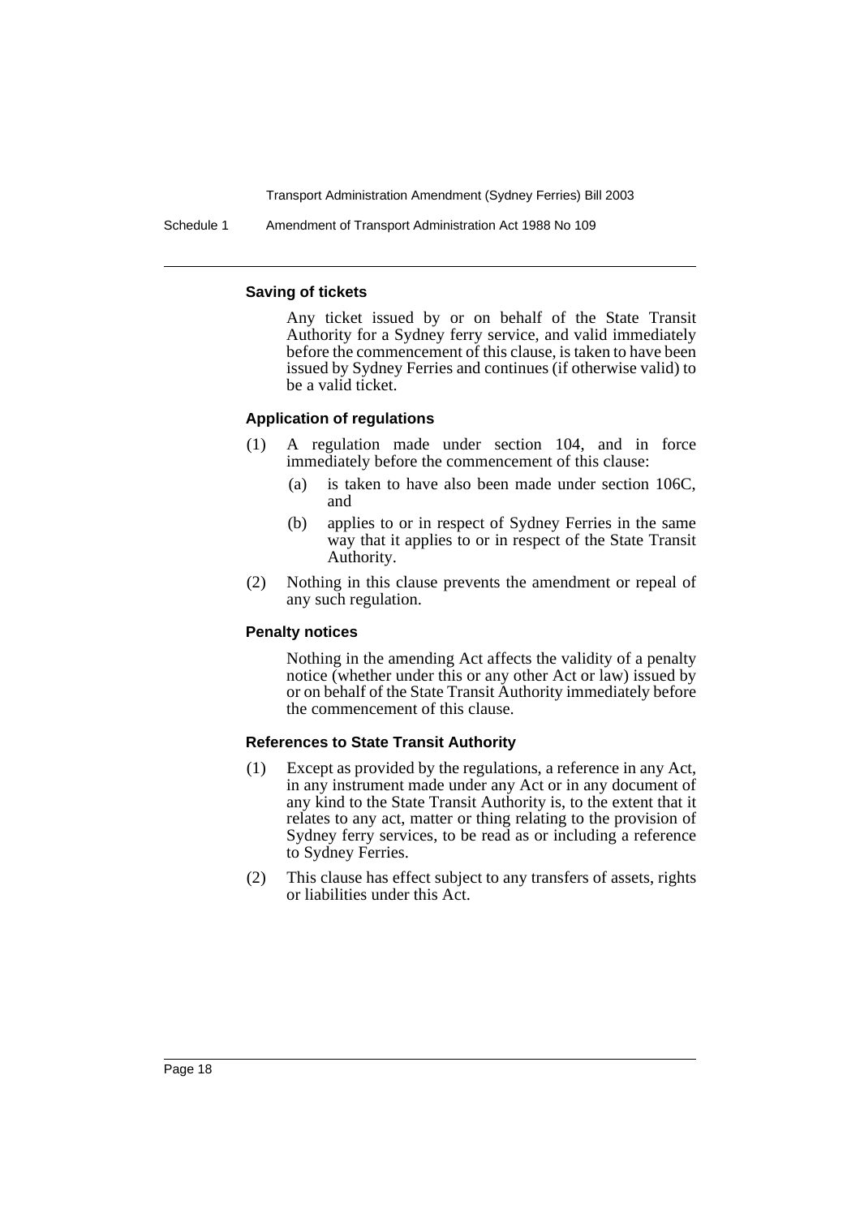#### Saving of tickets

Any ticket issued by or on behalf of the State Transit Authority for a Sydney ferry service, and valid immediately before the commencement of this clause, is taken to have been issued by Sydney Ferries and continues (if otherwise valid) to be a valid ticket.

#### Application of regulations

(1) A regulation made under section 104, and in force immediately before the commencement of this clause:

  (a) is taken to have also been made under section 106C, and

  (b) applies to or in respect of Sydney Ferries in the same way that it applies to or in respect of the State Transit Authority.

(2) Nothing in this clause prevents the amendment or repeal of any such regulation.

#### Penalty notices

Nothing in the amending Act affects the validity of a penalty notice (whether under this or any other Act or law) issued by or on behalf of the State Transit Authority immediately before the commencement of this clause.

#### References to State Transit Authority

(1) Except as provided by the regulations, a reference in any Act, in any instrument made under any Act or in any document of any kind to the State Transit Authority is, to the extent that it relates to any act, matter or thing relating to the provision of Sydney ferry services, to be read as or including a reference to Sydney Ferries.

(2) This clause has effect subject to any transfers of assets, rights or liabilities under this Act.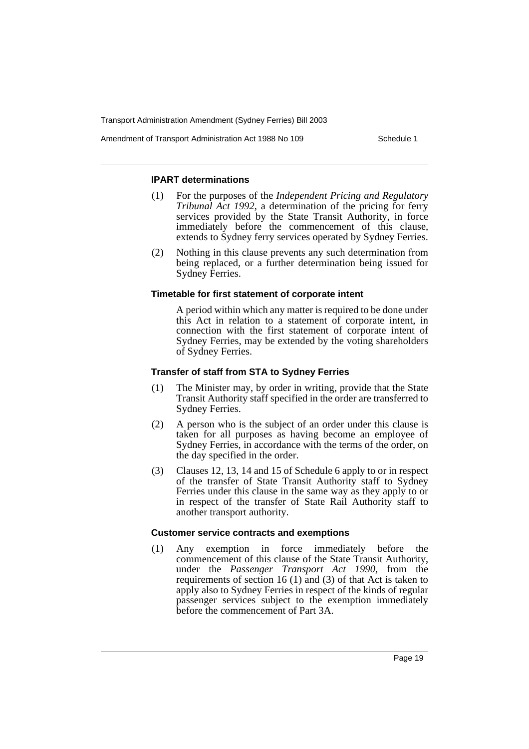#### IPART determinations

(1) For the purposes of the *Independent Pricing and Regulatory Tribunal Act 1992*, a determination of the pricing for ferry services provided by the State Transit Authority, in force immediately before the commencement of this clause, extends to Sydney ferry services operated by Sydney Ferries.

(2) Nothing in this clause prevents any such determination from being replaced, or a further determination being issued for Sydney Ferries.

#### Timetable for first statement of corporate intent

A period within which any matter is required to be done under this Act in relation to a statement of corporate intent, in connection with the first statement of corporate intent of Sydney Ferries, may be extended by the voting shareholders of Sydney Ferries.

#### Transfer of staff from STA to Sydney Ferries

(1) The Minister may, by order in writing, provide that the State Transit Authority staff specified in the order are transferred to Sydney Ferries.

(2) A person who is the subject of an order under this clause is taken for all purposes as having become an employee of Sydney Ferries, in accordance with the terms of the order, on the day specified in the order.

(3) Clauses 12, 13, 14 and 15 of Schedule 6 apply to or in respect of the transfer of State Transit Authority staff to Sydney Ferries under this clause in the same way as they apply to or in respect of the transfer of State Rail Authority staff to another transport authority.

#### Customer service contracts and exemptions

(1) Any exemption in force immediately before the commencement of this clause of the State Transit Authority, under the *Passenger Transport Act 1990*, from the requirements of section 16 (1) and (3) of that Act is taken to apply also to Sydney Ferries in respect of the kinds of regular passenger services subject to the exemption immediately before the commencement of Part 3A.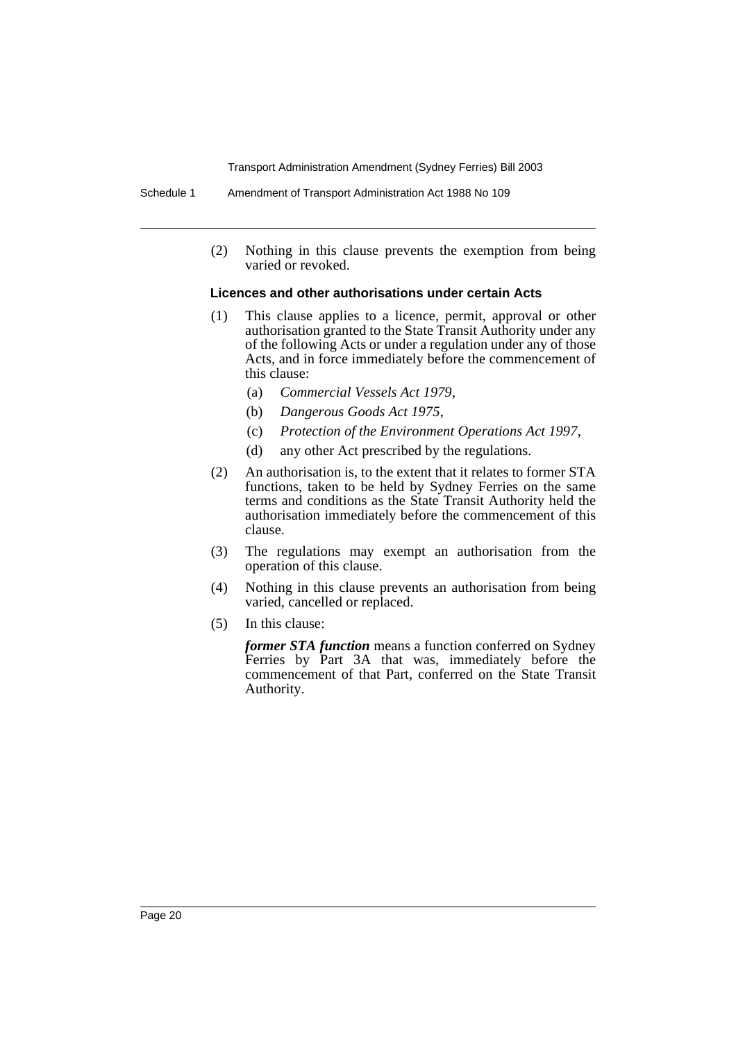(2) Nothing in this clause prevents the exemption from being varied or revoked.

#### Licences and other authorisations under certain Acts

(1) This clause applies to a licence, permit, approval or other authorisation granted to the State Transit Authority under any of the following Acts or under a regulation under any of those Acts, and in force immediately before the commencement of this clause:

- (a) *Commercial Vessels Act 1979*,
- (b) *Dangerous Goods Act 1975*,
- (c) *Protection of the Environment Operations Act 1997*,
- (d) any other Act prescribed by the regulations.

(2) An authorisation is, to the extent that it relates to former STA functions, taken to be held by Sydney Ferries on the same terms and conditions as the State Transit Authority held the authorisation immediately before the commencement of this clause.

(3) The regulations may exempt an authorisation from the operation of this clause.

(4) Nothing in this clause prevents an authorisation from being varied, cancelled or replaced.

(5) In this clause:

***former STA function*** means a function conferred on Sydney Ferries by Part 3A that was, immediately before the commencement of that Part, conferred on the State Transit Authority.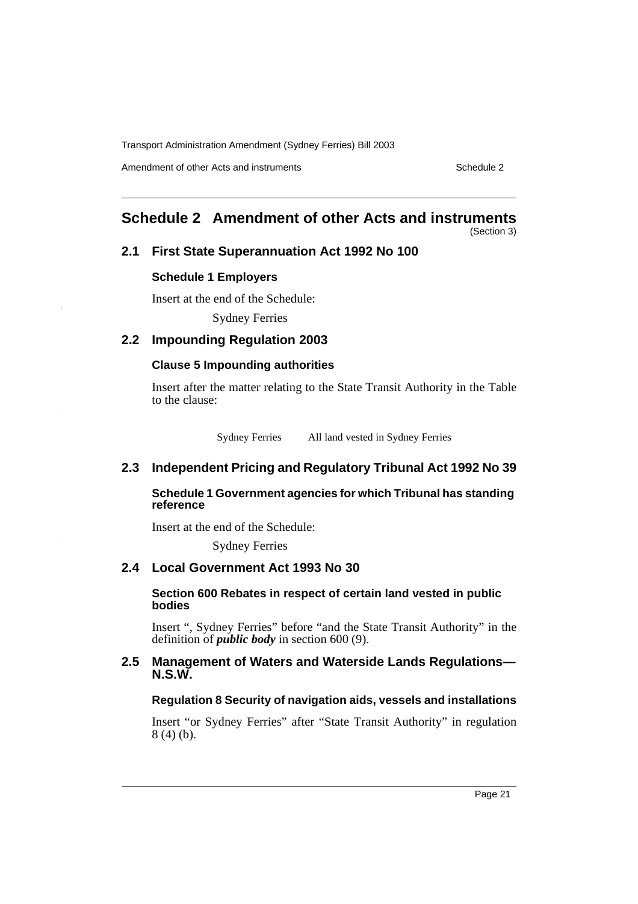# Schedule 2 Amendment of other Acts and instruments

(Section 3)

## 2.1 First State Superannuation Act 1992 No 100

### Schedule 1 Employers

Insert at the end of the Schedule:

Sydney Ferries

## 2.2 Impounding Regulation 2003

### Clause 5 Impounding authorities

Insert after the matter relating to the State Transit Authority in the Table to the clause:

| | |
|---|---|
| Sydney Ferries | All land vested in Sydney Ferries |

## 2.3 Independent Pricing and Regulatory Tribunal Act 1992 No 39

### Schedule 1 Government agencies for which Tribunal has standing reference

Insert at the end of the Schedule:

Sydney Ferries

## 2.4 Local Government Act 1993 No 30

### Section 600 Rebates in respect of certain land vested in public bodies

Insert ", Sydney Ferries" before "and the State Transit Authority" in the definition of ***public body*** in section 600 (9).

## 2.5 Management of Waters and Waterside Lands Regulations—N.S.W.

### Regulation 8 Security of navigation aids, vessels and installations

Insert "or Sydney Ferries" after "State Transit Authority" in regulation 8 (4) (b).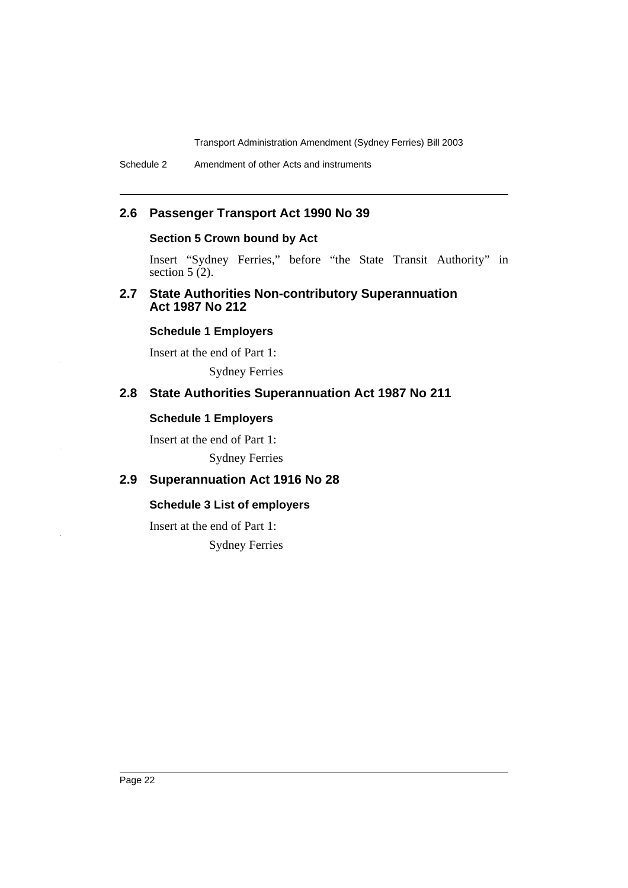## 2.6 Passenger Transport Act 1990 No 39

### Section 5 Crown bound by Act

Insert "Sydney Ferries," before "the State Transit Authority" in section 5 (2).

## 2.7 State Authorities Non-contributory Superannuation Act 1987 No 212

### Schedule 1 Employers

Insert at the end of Part 1:

Sydney Ferries

## 2.8 State Authorities Superannuation Act 1987 No 211

### Schedule 1 Employers

Insert at the end of Part 1:

Sydney Ferries

## 2.9 Superannuation Act 1916 No 28

### Schedule 3 List of employers

Insert at the end of Part 1:

Sydney Ferries